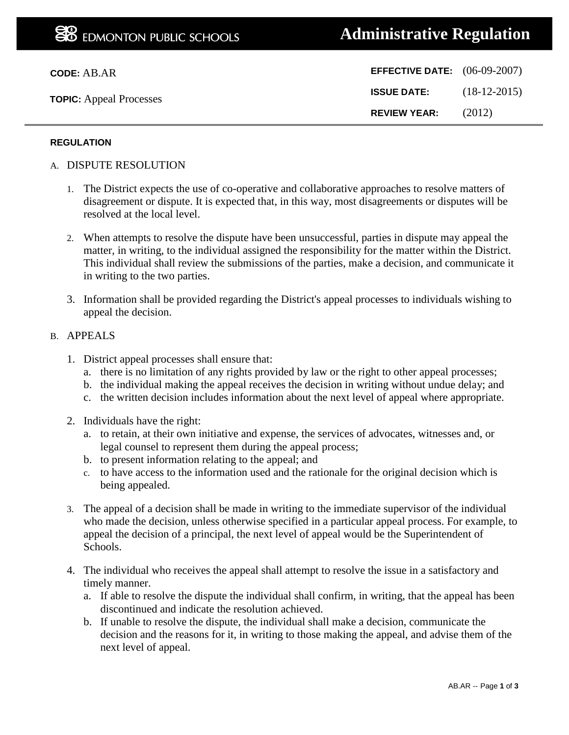EDMONTON PUBLIC SCHOOLS

# Administrative Regulation

**CODE:** AB.AR

**TOPIC:** Appeal Processes

**EFFECTIVE DATE:** (06-09-2007)

**ISSUE DATE:** (18-12-2015)

**REVIEW YEAR:** (2012)

## REGULATION

A. DISPUTE RESOLUTION

1. The District expects the use of co-operative and collaborative approaches to resolve matters of disagreement or dispute. It is expected that, in this way, most disagreements or disputes will be resolved at the local level.

2. When attempts to resolve the dispute have been unsuccessful, parties in dispute may appeal the matter, in writing, to the individual assigned the responsibility for the matter within the District. This individual shall review the submissions of the parties, make a decision, and communicate it in writing to the two parties.

3. Information shall be provided regarding the District's appeal processes to individuals wishing to appeal the decision.

B. APPEALS

1. District appeal processes shall ensure that:
   a. there is no limitation of any rights provided by law or the right to other appeal processes;
   b. the individual making the appeal receives the decision in writing without undue delay; and
   c. the written decision includes information about the next level of appeal where appropriate.

2. Individuals have the right:
   a. to retain, at their own initiative and expense, the services of advocates, witnesses and, or legal counsel to represent them during the appeal process;
   b. to present information relating to the appeal; and
   c. to have access to the information used and the rationale for the original decision which is being appealed.

3. The appeal of a decision shall be made in writing to the immediate supervisor of the individual who made the decision, unless otherwise specified in a particular appeal process. For example, to appeal the decision of a principal, the next level of appeal would be the Superintendent of Schools.

4. The individual who receives the appeal shall attempt to resolve the issue in a satisfactory and timely manner.
   a. If able to resolve the dispute the individual shall confirm, in writing, that the appeal has been discontinued and indicate the resolution achieved.
   b. If unable to resolve the dispute, the individual shall make a decision, communicate the decision and the reasons for it, in writing to those making the appeal, and advise them of the next level of appeal.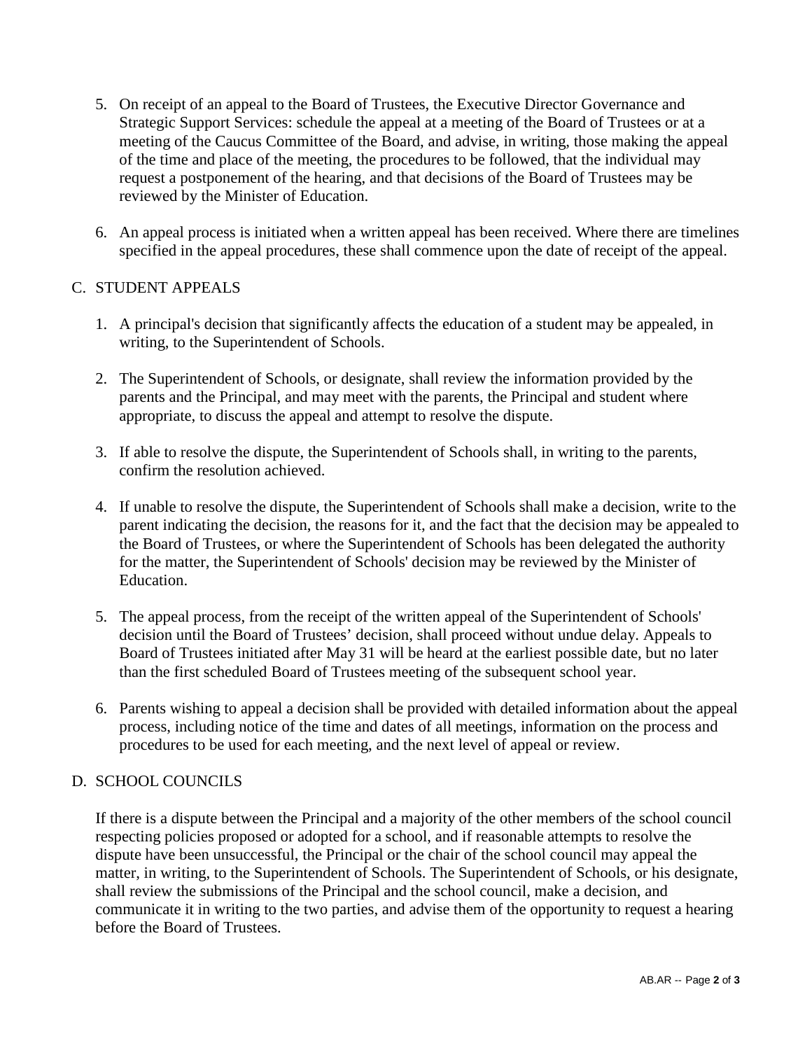5. On receipt of an appeal to the Board of Trustees, the Executive Director Governance and Strategic Support Services: schedule the appeal at a meeting of the Board of Trustees or at a meeting of the Caucus Committee of the Board, and advise, in writing, those making the appeal of the time and place of the meeting, the procedures to be followed, that the individual may request a postponement of the hearing, and that decisions of the Board of Trustees may be reviewed by the Minister of Education.

6. An appeal process is initiated when a written appeal has been received. Where there are timelines specified in the appeal procedures, these shall commence upon the date of receipt of the appeal.

## C. STUDENT APPEALS

1. A principal's decision that significantly affects the education of a student may be appealed, in writing, to the Superintendent of Schools.

2. The Superintendent of Schools, or designate, shall review the information provided by the parents and the Principal, and may meet with the parents, the Principal and student where appropriate, to discuss the appeal and attempt to resolve the dispute.

3. If able to resolve the dispute, the Superintendent of Schools shall, in writing to the parents, confirm the resolution achieved.

4. If unable to resolve the dispute, the Superintendent of Schools shall make a decision, write to the parent indicating the decision, the reasons for it, and the fact that the decision may be appealed to the Board of Trustees, or where the Superintendent of Schools has been delegated the authority for the matter, the Superintendent of Schools' decision may be reviewed by the Minister of Education.

5. The appeal process, from the receipt of the written appeal of the Superintendent of Schools' decision until the Board of Trustees' decision, shall proceed without undue delay. Appeals to Board of Trustees initiated after May 31 will be heard at the earliest possible date, but no later than the first scheduled Board of Trustees meeting of the subsequent school year.

6. Parents wishing to appeal a decision shall be provided with detailed information about the appeal process, including notice of the time and dates of all meetings, information on the process and procedures to be used for each meeting, and the next level of appeal or review.

## D. SCHOOL COUNCILS

If there is a dispute between the Principal and a majority of the other members of the school council respecting policies proposed or adopted for a school, and if reasonable attempts to resolve the dispute have been unsuccessful, the Principal or the chair of the school council may appeal the matter, in writing, to the Superintendent of Schools. The Superintendent of Schools, or his designate, shall review the submissions of the Principal and the school council, make a decision, and communicate it in writing to the two parties, and advise them of the opportunity to request a hearing before the Board of Trustees.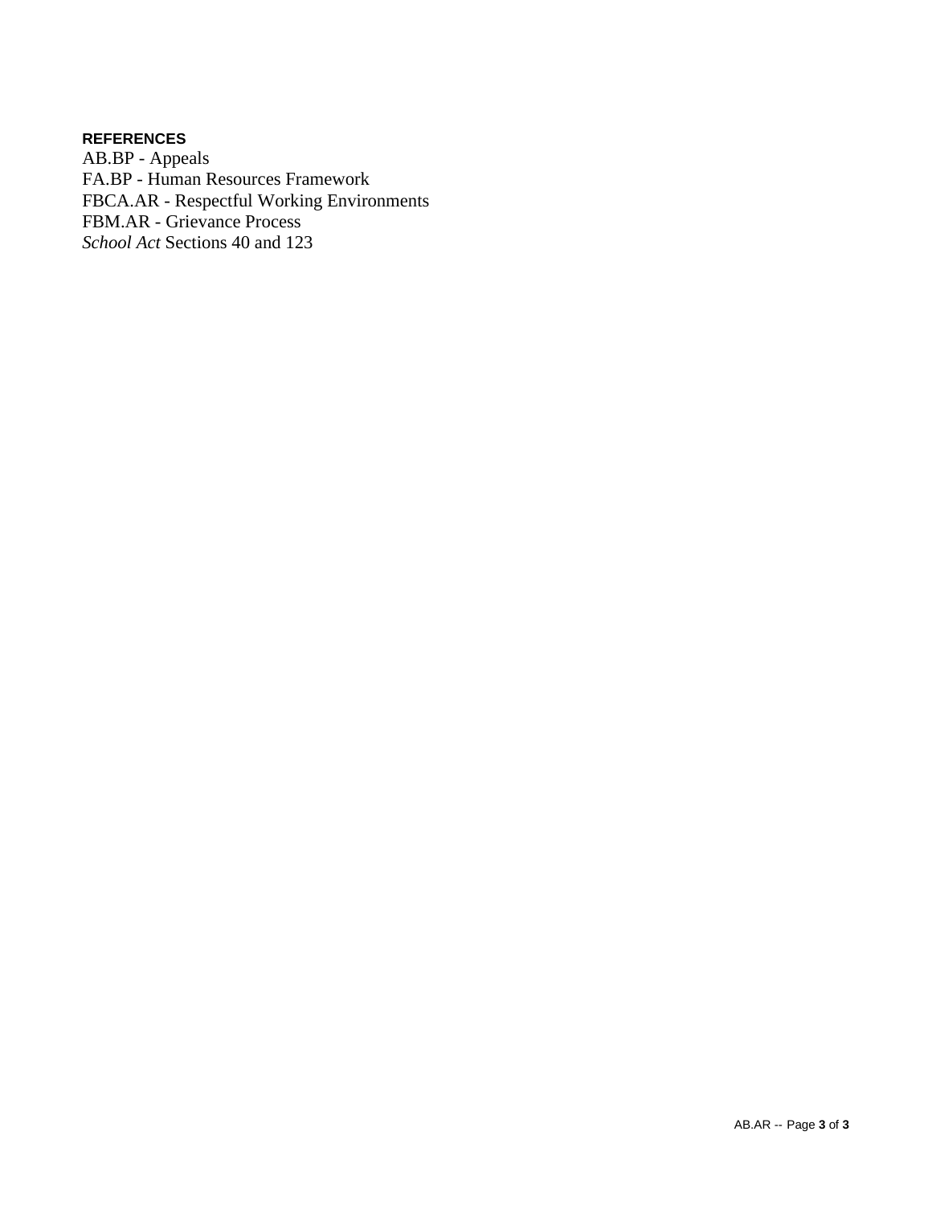**REFERENCES**

AB.BP - Appeals
FA.BP - Human Resources Framework
FBCA.AR - Respectful Working Environments
FBM.AR - Grievance Process
*School Act* Sections 40 and 123